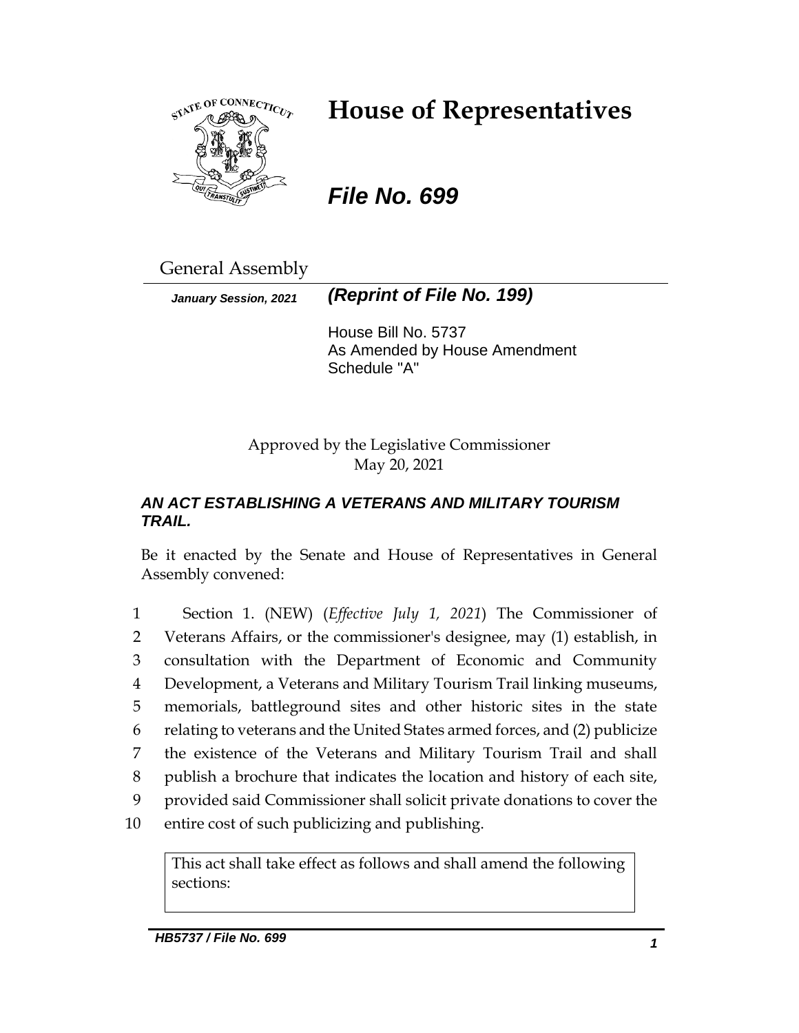# House of Representatives

***File No. 699***

General Assembly

***January Session, 2021*** ***(Reprint of File No. 199)***

House Bill No. 5737
As Amended by House Amendment Schedule "A"

Approved by the Legislative Commissioner
May 20, 2021

***AN ACT ESTABLISHING A VETERANS AND MILITARY TOURISM TRAIL.***

Be it enacted by the Senate and House of Representatives in General Assembly convened:

1 Section 1. (NEW) (*Effective July 1, 2021*) The Commissioner of
2 Veterans Affairs, or the commissioner's designee, may (1) establish, in
3 consultation with the Department of Economic and Community
4 Development, a Veterans and Military Tourism Trail linking museums,
5 memorials, battleground sites and other historic sites in the state
6 relating to veterans and the United States armed forces, and (2) publicize
7 the existence of the Veterans and Military Tourism Trail and shall
8 publish a brochure that indicates the location and history of each site,
9 provided said Commissioner shall solicit private donations to cover the
10 entire cost of such publicizing and publishing.

| This act shall take effect as follows and shall amend the following sections: |
|---|
| |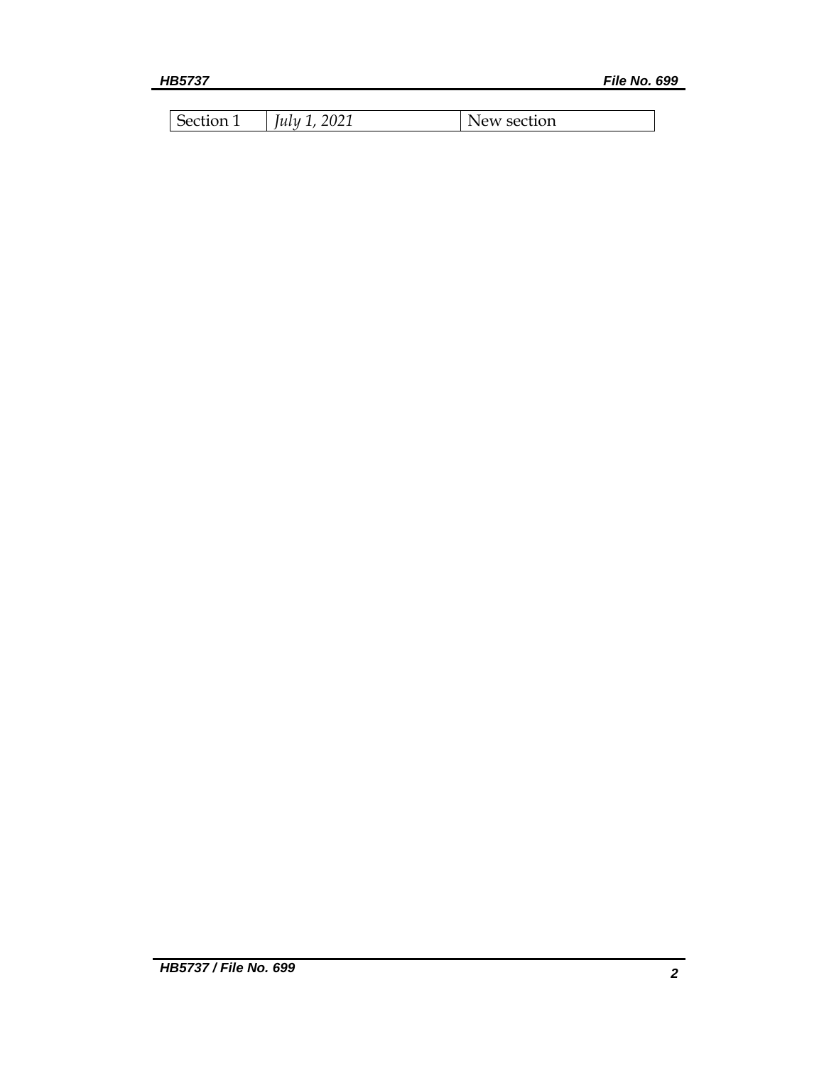| Section 1 | *July 1, 2021* | New section |
|---|---|---|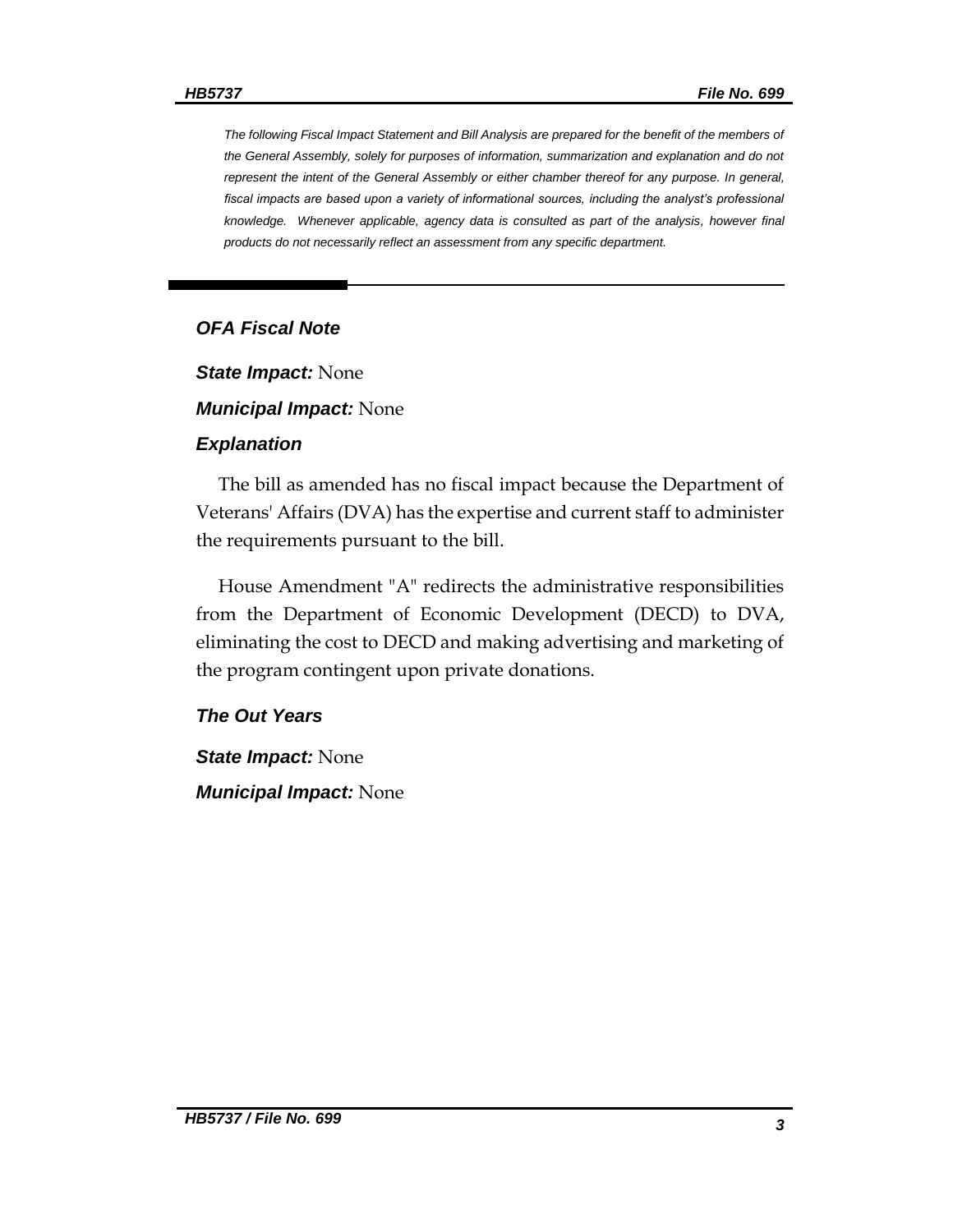*The following Fiscal Impact Statement and Bill Analysis are prepared for the benefit of the members of the General Assembly, solely for purposes of information, summarization and explanation and do not represent the intent of the General Assembly or either chamber thereof for any purpose. In general, fiscal impacts are based upon a variety of informational sources, including the analyst's professional knowledge. Whenever applicable, agency data is consulted as part of the analysis, however final products do not necessarily reflect an assessment from any specific department.*

### *OFA Fiscal Note*

***State Impact:*** None

***Municipal Impact:*** None

### *Explanation*

The bill as amended has no fiscal impact because the Department of Veterans' Affairs (DVA) has the expertise and current staff to administer the requirements pursuant to the bill.

House Amendment "A" redirects the administrative responsibilities from the Department of Economic Development (DECD) to DVA, eliminating the cost to DECD and making advertising and marketing of the program contingent upon private donations.

### *The Out Years*

***State Impact:*** None

***Municipal Impact:*** None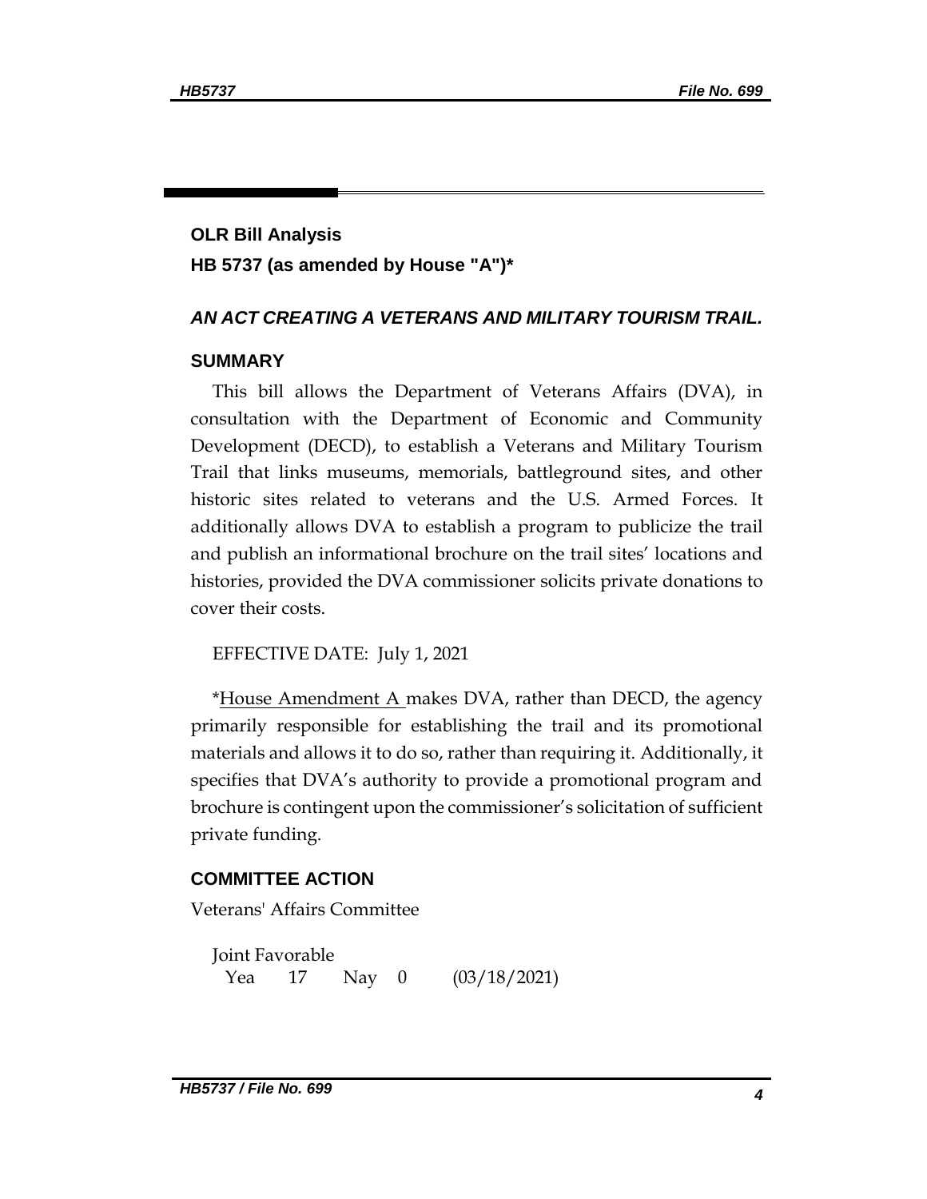## OLR Bill Analysis

## HB 5737 (as amended by House "A")*

### *AN ACT CREATING A VETERANS AND MILITARY TOURISM TRAIL.*

### SUMMARY

This bill allows the Department of Veterans Affairs (DVA), in consultation with the Department of Economic and Community Development (DECD), to establish a Veterans and Military Tourism Trail that links museums, memorials, battleground sites, and other historic sites related to veterans and the U.S. Armed Forces. It additionally allows DVA to establish a program to publicize the trail and publish an informational brochure on the trail sites' locations and histories, provided the DVA commissioner solicits private donations to cover their costs.

EFFECTIVE DATE: July 1, 2021

*House Amendment A makes DVA, rather than DECD, the agency primarily responsible for establishing the trail and its promotional materials and allows it to do so, rather than requiring it. Additionally, it specifies that DVA's authority to provide a promotional program and brochure is contingent upon the commissioner's solicitation of sufficient private funding.

### COMMITTEE ACTION

Veterans' Affairs Committee

| | | | | |
|---|---|---|---|---|
| Joint Favorable | | | | |
| Yea | 17 | Nay | 0 | (03/18/2021) |